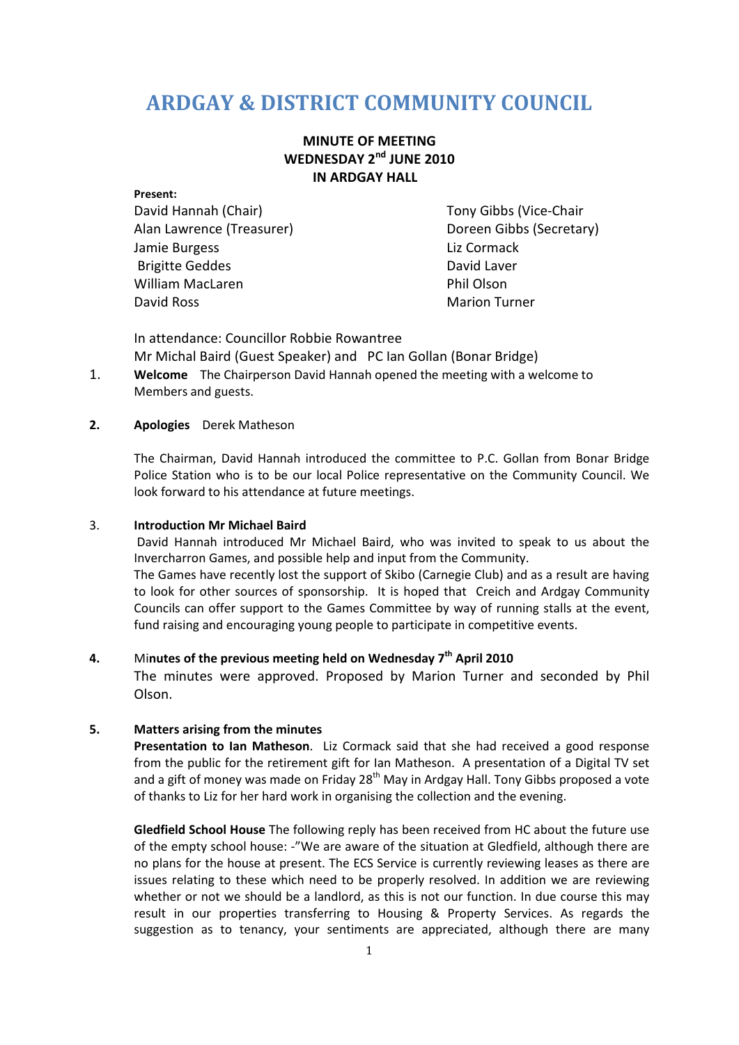# ARDGAY & DISTRICT COMMUNITY COUNCIL

## MINUTE OF MEETING
## WEDNESDAY 2nd JUNE 2010
## IN ARDGAY HALL

**Present:**

David Hannah (Chair)
Tony Gibbs (Vice-Chair
Alan Lawrence (Treasurer)
Doreen Gibbs (Secretary)
Jamie Burgess
Liz Cormack
Brigitte Geddes
David Laver
William MacLaren
Phil Olson
David Ross
Marion Turner

In attendance: Councillor Robbie Rowantree
Mr Michal Baird (Guest Speaker) and PC Ian Gollan (Bonar Bridge)

1. **Welcome** The Chairperson David Hannah opened the meeting with a welcome to Members and guests.

2. **Apologies** Derek Matheson

The Chairman, David Hannah introduced the committee to P.C. Gollan from Bonar Bridge Police Station who is to be our local Police representative on the Community Council. We look forward to his attendance at future meetings.

3. **Introduction Mr Michael Baird**

David Hannah introduced Mr Michael Baird, who was invited to speak to us about the Invercharron Games, and possible help and input from the Community.

The Games have recently lost the support of Skibo (Carnegie Club) and as a result are having to look for other sources of sponsorship. It is hoped that Creich and Ardgay Community Councils can offer support to the Games Committee by way of running stalls at the event, fund raising and encouraging young people to participate in competitive events.

4. Mi**nutes of the previous meeting held on Wednesday 7th April 2010**

The minutes were approved. Proposed by Marion Turner and seconded by Phil Olson.

5. **Matters arising from the minutes**

**Presentation to Ian Matheson**. Liz Cormack said that she had received a good response from the public for the retirement gift for Ian Matheson. A presentation of a Digital TV set and a gift of money was made on Friday 28th May in Ardgay Hall. Tony Gibbs proposed a vote of thanks to Liz for her hard work in organising the collection and the evening.

**Gledfield School House** The following reply has been received from HC about the future use of the empty school house: -"We are aware of the situation at Gledfield, although there are no plans for the house at present. The ECS Service is currently reviewing leases as there are issues relating to these which need to be properly resolved. In addition we are reviewing whether or not we should be a landlord, as this is not our function. In due course this may result in our properties transferring to Housing & Property Services. As regards the suggestion as to tenancy, your sentiments are appreciated, although there are many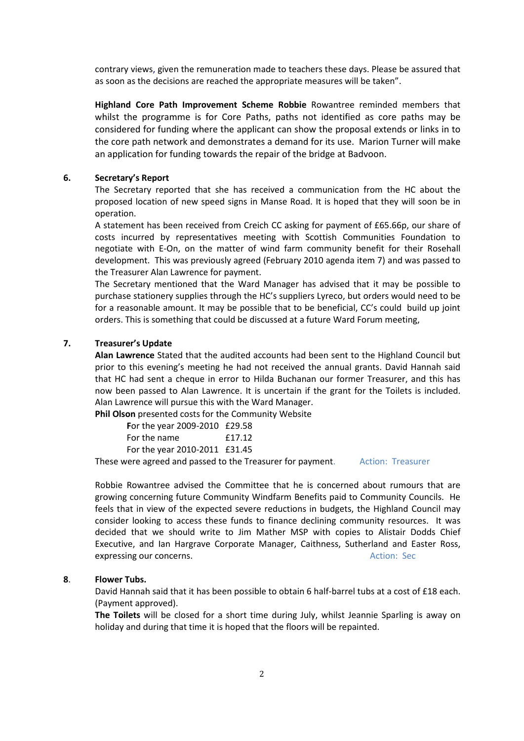contrary views, given the remuneration made to teachers these days. Please be assured that as soon as the decisions are reached the appropriate measures will be taken".

**Highland Core Path Improvement Scheme Robbie** Rowantree reminded members that whilst the programme is for Core Paths, paths not identified as core paths may be considered for funding where the applicant can show the proposal extends or links in to the core path network and demonstrates a demand for its use. Marion Turner will make an application for funding towards the repair of the bridge at Badvoon.

**6. Secretary's Report**

The Secretary reported that she has received a communication from the HC about the proposed location of new speed signs in Manse Road. It is hoped that they will soon be in operation.

A statement has been received from Creich CC asking for payment of £65.66p, our share of costs incurred by representatives meeting with Scottish Communities Foundation to negotiate with E-On, on the matter of wind farm community benefit for their Rosehall development. This was previously agreed (February 2010 agenda item 7) and was passed to the Treasurer Alan Lawrence for payment.

The Secretary mentioned that the Ward Manager has advised that it may be possible to purchase stationery supplies through the HC's suppliers Lyreco, but orders would need to be for a reasonable amount. It may be possible that to be beneficial, CC's could build up joint orders. This is something that could be discussed at a future Ward Forum meeting,

**7. Treasurer's Update**

**Alan Lawrence** Stated that the audited accounts had been sent to the Highland Council but prior to this evening's meeting he had not received the annual grants. David Hannah said that HC had sent a cheque in error to Hilda Buchanan our former Treasurer, and this has now been passed to Alan Lawrence. It is uncertain if the grant for the Toilets is included. Alan Lawrence will pursue this with the Ward Manager.

**Phil Olson** presented costs for the Community Website

For the year 2009-2010 £29.58
For the name £17.12
For the year 2010-2011 £31.45

These were agreed and passed to the Treasurer for payment. Action: Treasurer

Robbie Rowantree advised the Committee that he is concerned about rumours that are growing concerning future Community Windfarm Benefits paid to Community Councils. He feels that in view of the expected severe reductions in budgets, the Highland Council may consider looking to access these funds to finance declining community resources. It was decided that we should write to Jim Mather MSP with copies to Alistair Dodds Chief Executive, and Ian Hargrave Corporate Manager, Caithness, Sutherland and Easter Ross, expressing our concerns. Action: Sec

**8. Flower Tubs.**

David Hannah said that it has been possible to obtain 6 half-barrel tubs at a cost of £18 each. (Payment approved).

**The Toilets** will be closed for a short time during July, whilst Jeannie Sparling is away on holiday and during that time it is hoped that the floors will be repainted.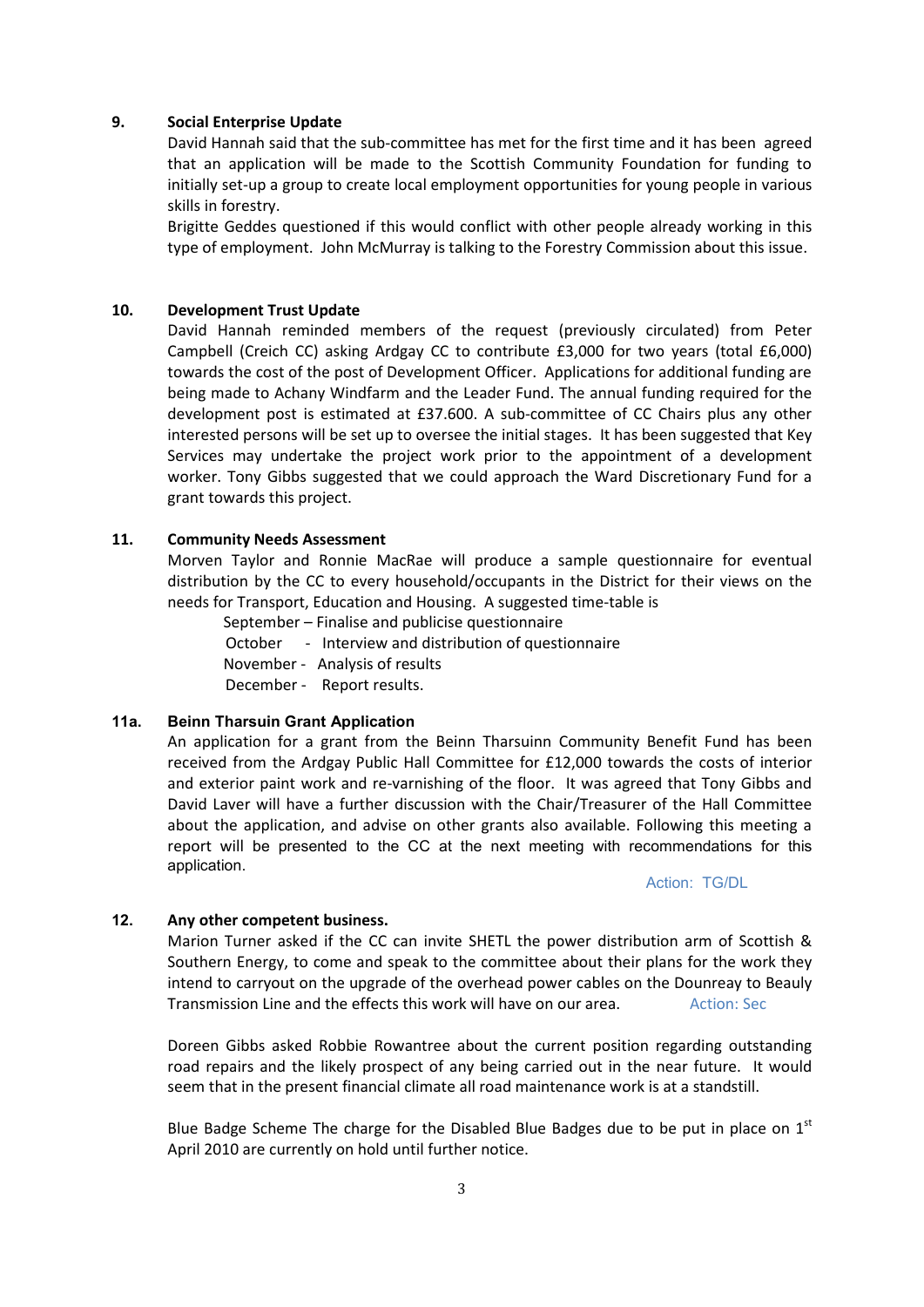**9. Social Enterprise Update**

David Hannah said that the sub-committee has met for the first time and it has been agreed that an application will be made to the Scottish Community Foundation for funding to initially set-up a group to create local employment opportunities for young people in various skills in forestry.

Brigitte Geddes questioned if this would conflict with other people already working in this type of employment. John McMurray is talking to the Forestry Commission about this issue.

**10. Development Trust Update**

David Hannah reminded members of the request (previously circulated) from Peter Campbell (Creich CC) asking Ardgay CC to contribute £3,000 for two years (total £6,000) towards the cost of the post of Development Officer. Applications for additional funding are being made to Achany Windfarm and the Leader Fund. The annual funding required for the development post is estimated at £37.600. A sub-committee of CC Chairs plus any other interested persons will be set up to oversee the initial stages. It has been suggested that Key Services may undertake the project work prior to the appointment of a development worker. Tony Gibbs suggested that we could approach the Ward Discretionary Fund for a grant towards this project.

**11. Community Needs Assessment**

Morven Taylor and Ronnie MacRae will produce a sample questionnaire for eventual distribution by the CC to every household/occupants in the District for their views on the needs for Transport, Education and Housing. A suggested time-table is

September – Finalise and publicise questionnaire
October - Interview and distribution of questionnaire
November - Analysis of results
December - Report results.

**11a. Beinn Tharsuin Grant Application**

An application for a grant from the Beinn Tharsuinn Community Benefit Fund has been received from the Ardgay Public Hall Committee for £12,000 towards the costs of interior and exterior paint work and re-varnishing of the floor. It was agreed that Tony Gibbs and David Laver will have a further discussion with the Chair/Treasurer of the Hall Committee about the application, and advise on other grants also available. Following this meeting a report will be presented to the CC at the next meeting with recommendations for this application.

Action: TG/DL

**12. Any other competent business.**

Marion Turner asked if the CC can invite SHETL the power distribution arm of Scottish & Southern Energy, to come and speak to the committee about their plans for the work they intend to carryout on the upgrade of the overhead power cables on the Dounreay to Beauly Transmission Line and the effects this work will have on our area. Action: Sec

Doreen Gibbs asked Robbie Rowantree about the current position regarding outstanding road repairs and the likely prospect of any being carried out in the near future. It would seem that in the present financial climate all road maintenance work is at a standstill.

Blue Badge Scheme The charge for the Disabled Blue Badges due to be put in place on 1st April 2010 are currently on hold until further notice.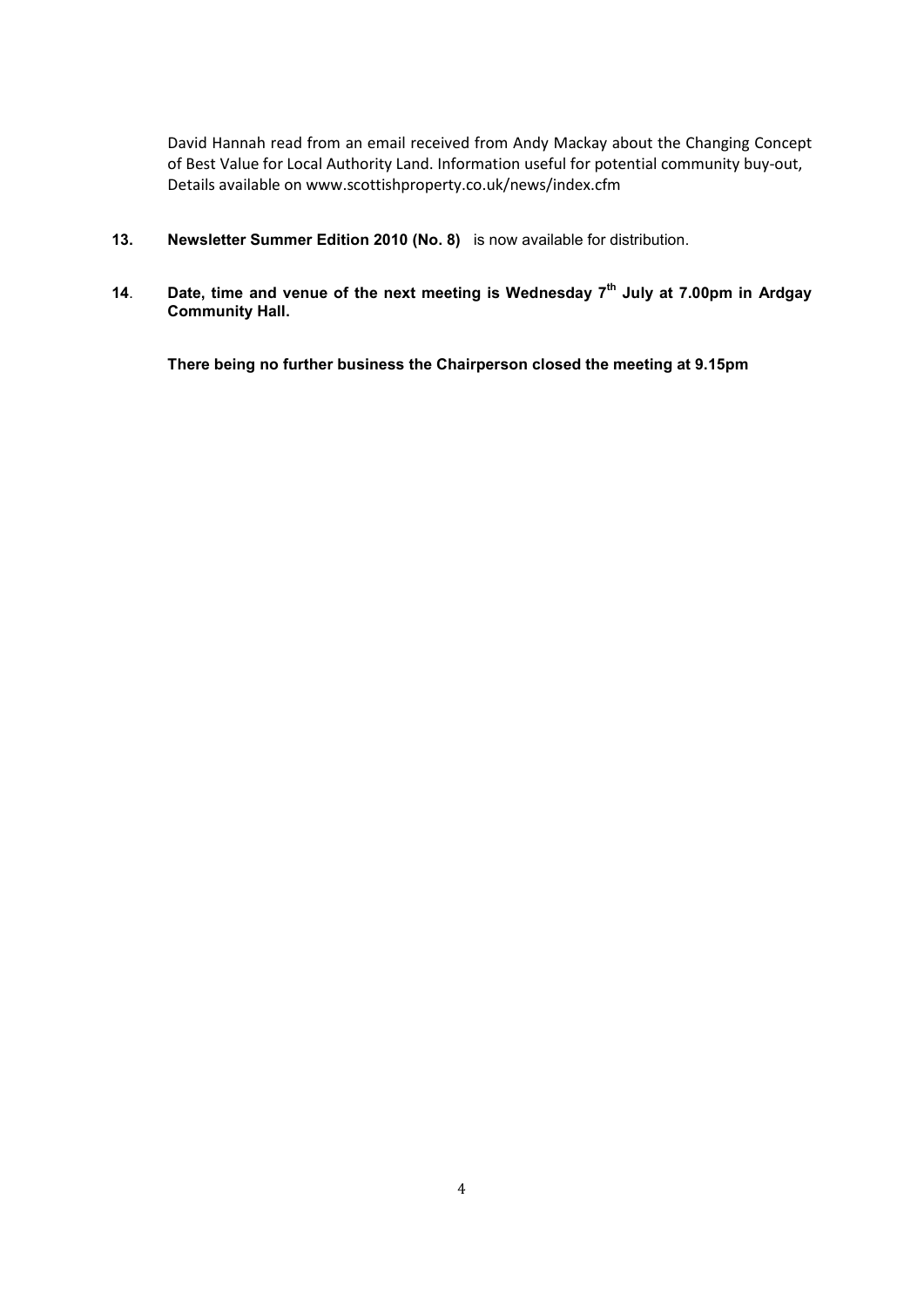David Hannah read from an email received from Andy Mackay about the Changing Concept of Best Value for Local Authority Land. Information useful for potential community buy-out, Details available on www.scottishproperty.co.uk/news/index.cfm

**13. Newsletter Summer Edition 2010 (No. 8)** is now available for distribution.

**14. Date, time and venue of the next meeting is Wednesday 7th July at 7.00pm in Ardgay Community Hall.**

**There being no further business the Chairperson closed the meeting at 9.15pm**